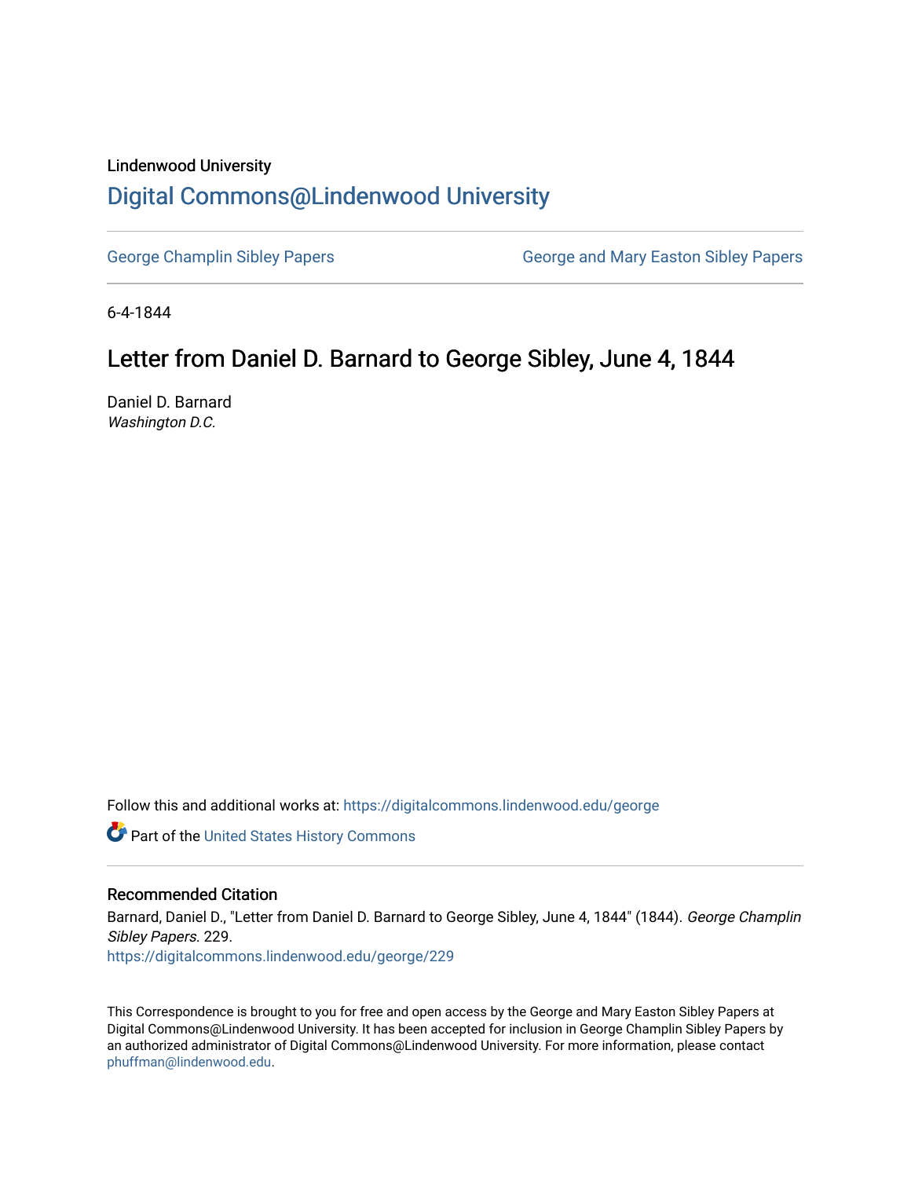Lindenwood University

# Digital Commons@Lindenwood University

George Champlin Sibley Papers

George and Mary Easton Sibley Papers

6-4-1844

## Letter from Daniel D. Barnard to George Sibley, June 4, 1844

Daniel D. Barnard
*Washington D.C.*

Follow this and additional works at: https://digitalcommons.lindenwood.edu/george

Part of the United States History Commons

### Recommended Citation

Barnard, Daniel D., "Letter from Daniel D. Barnard to George Sibley, June 4, 1844" (1844). *George Champlin Sibley Papers*. 229.
https://digitalcommons.lindenwood.edu/george/229

This Correspondence is brought to you for free and open access by the George and Mary Easton Sibley Papers at Digital Commons@Lindenwood University. It has been accepted for inclusion in George Champlin Sibley Papers by an authorized administrator of Digital Commons@Lindenwood University. For more information, please contact phuffman@lindenwood.edu.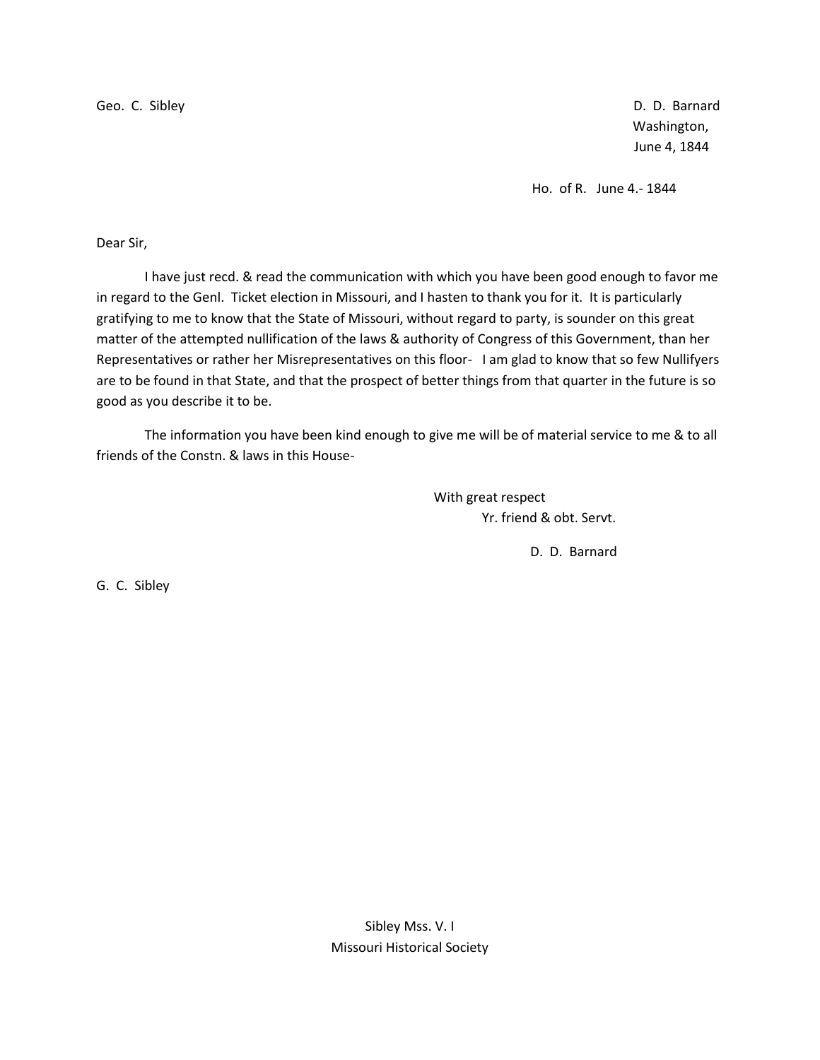Geo. C. Sibley

D. D. Barnard
Washington,
June 4, 1844

Ho. of R. June 4.- 1844

Dear Sir,

I have just recd. & read the communication with which you have been good enough to favor me in regard to the Genl. Ticket election in Missouri, and I hasten to thank you for it. It is particularly gratifying to me to know that the State of Missouri, without regard to party, is sounder on this great matter of the attempted nullification of the laws & authority of Congress of this Government, than her Representatives or rather her Misrepresentatives on this floor- I am glad to know that so few Nullifyers are to be found in that State, and that the prospect of better things from that quarter in the future is so good as you describe it to be.

The information you have been kind enough to give me will be of material service to me & to all friends of the Constn. & laws in this House-

With great respect
Yr. friend & obt. Servt.

D. D. Barnard

G. C. Sibley

Sibley Mss. V. I
Missouri Historical Society